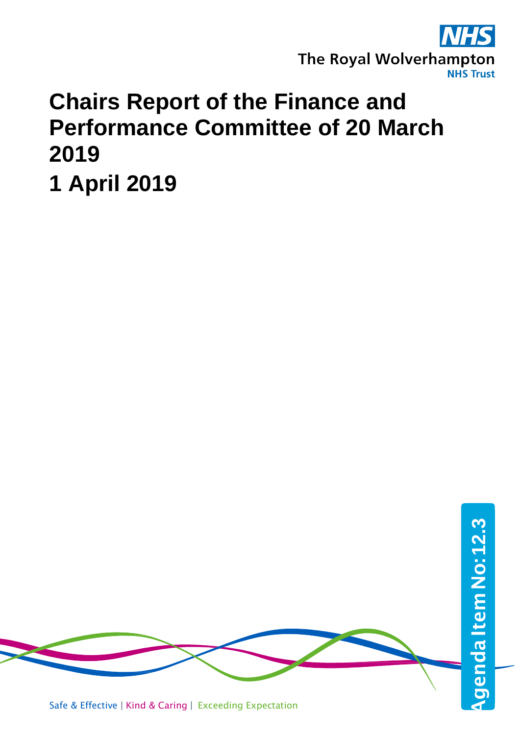The Royal Wolverhampton NHS Trust

# Chairs Report of the Finance and Performance Committee of 20 March 2019

# 1 April 2019

Agenda Item No: 12.3

Safe & Effective | Kind & Caring | Exceeding Expectation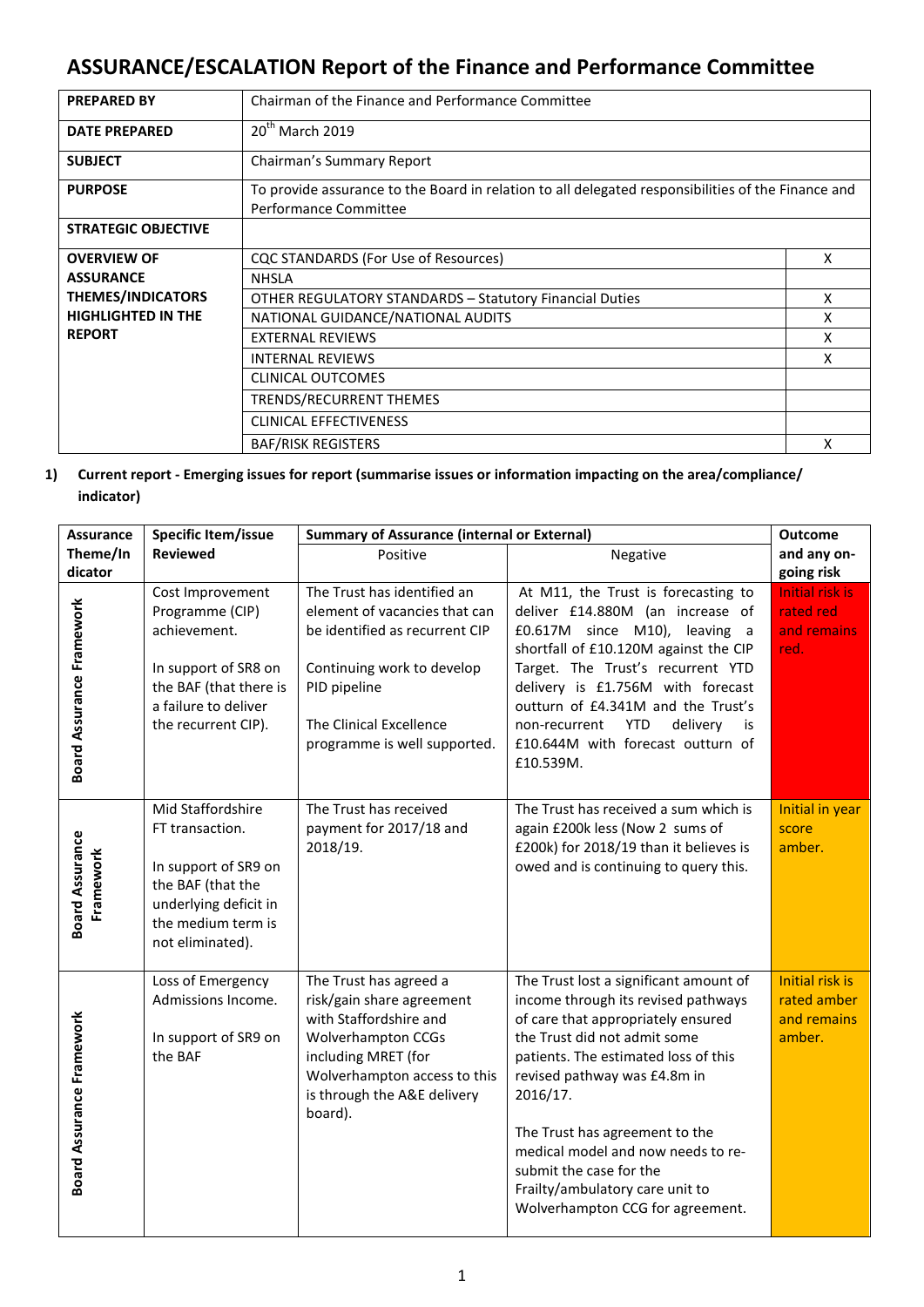# ASSURANCE/ESCALATION Report of the Finance and Performance Committee

| | | |
|---|---|---|
| **PREPARED BY** | Chairman of the Finance and Performance Committee | |
| **DATE PREPARED** | 20th March 2019 | |
| **SUBJECT** | Chairman's Summary Report | |
| **PURPOSE** | To provide assurance to the Board in relation to all delegated responsibilities of the Finance and Performance Committee | |
| **STRATEGIC OBJECTIVE** | | |
| **OVERVIEW OF ASSURANCE THEMES/INDICATORS HIGHLIGHTED IN THE REPORT** | CQC STANDARDS (For Use of Resources) | X |
| | NHSLA | |
| | OTHER REGULATORY STANDARDS – Statutory Financial Duties | X |
| | NATIONAL GUIDANCE/NATIONAL AUDITS | X |
| | EXTERNAL REVIEWS | X |
| | INTERNAL REVIEWS | X |
| | CLINICAL OUTCOMES | |
| | TRENDS/RECURRENT THEMES | |
| | CLINICAL EFFECTIVENESS | |
| | BAF/RISK REGISTERS | X |

**1) Current report - Emerging issues for report (summarise issues or information impacting on the area/compliance/ indicator)**

| Assurance Theme/Indicator | Specific Item/issue Reviewed | Summary of Assurance (internal or External) – Positive | Summary of Assurance (internal or External) – Negative | Outcome and any on-going risk |
|---|---|---|---|---|
| Board Assurance Framework | Cost Improvement Programme (CIP) achievement.<br><br>In support of SR8 on the BAF (that there is a failure to deliver the recurrent CIP). | The Trust has identified an element of vacancies that can be identified as recurrent CIP<br><br>Continuing work to develop PID pipeline<br><br>The Clinical Excellence programme is well supported. | At M11, the Trust is forecasting to deliver £14.880M (an increase of £0.617M since M10), leaving a shortfall of £10.120M against the CIP Target. The Trust's recurrent YTD delivery is £1.756M with forecast outturn of £4.341M and the Trust's non-recurrent YTD delivery is £10.644M with forecast outturn of £10.539M. | Initial risk is rated red and remains red. |
| Board Assurance Framework | Mid Staffordshire FT transaction.<br><br>In support of SR9 on the BAF (that the underlying deficit in the medium term is not eliminated). | The Trust has received payment for 2017/18 and 2018/19. | The Trust has received a sum which is again £200k less (Now 2 sums of £200k) for 2018/19 than it believes is owed and is continuing to query this. | Initial in year score amber. |
| Board Assurance Framework | Loss of Emergency Admissions Income.<br><br>In support of SR9 on the BAF | The Trust has agreed a risk/gain share agreement with Staffordshire and Wolverhampton CCGs including MRET (for Wolverhampton access to this is through the A&E delivery board). | The Trust lost a significant amount of income through its revised pathways of care that appropriately ensured the Trust did not admit some patients. The estimated loss of this revised pathway was £4.8m in 2016/17.<br><br>The Trust has agreement to the medical model and now needs to re-submit the case for the Frailty/ambulatory care unit to Wolverhampton CCG for agreement. | Initial risk is rated amber and remains amber. |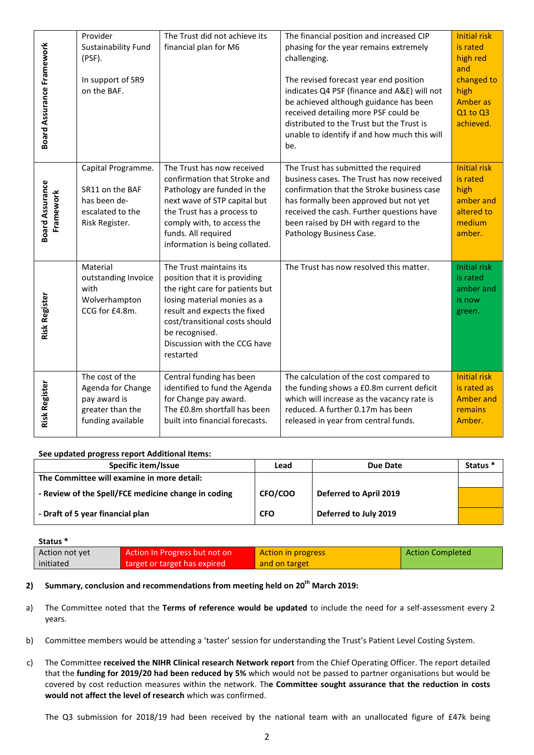| Board Assurance Framework | Provider Sustainability Fund (PSF).<br><br>In support of SR9 on the BAF. | The Trust did not achieve its financial plan for M6 | The financial position and increased CIP phasing for the year remains extremely challenging.<br><br>The revised forecast year end position indicates Q4 PSF (finance and A&E) will not be achieved although guidance has been received detailing more PSF could be distributed to the Trust but the Trust is unable to identify if and how much this will be. | Initial risk is rated high red and changed to high Amber as Q1 to Q3 achieved. |
|---|---|---|---|---|
| Board Assurance Framework | Capital Programme.<br><br>SR11 on the BAF has been de-escalated to the Risk Register. | The Trust has now received confirmation that Stroke and Pathology are funded in the next wave of STP capital but the Trust has a process to comply with, to access the funds. All required information is being collated. | The Trust has submitted the required business cases. The Trust has now received confirmation that the Stroke business case has formally been approved but not yet received the cash. Further questions have been raised by DH with regard to the Pathology Business Case. | Initial risk is rated high amber and altered to medium amber. |
| Risk Register | Material outstanding Invoice with Wolverhampton CCG for £4.8m. | The Trust maintains its position that it is providing the right care for patients but losing material monies as a result and expects the fixed cost/transitional costs should be recognised.<br>Discussion with the CCG have restarted | The Trust has now resolved this matter. | Initial risk is rated amber and is now green. |
| Risk Register | The cost of the Agenda for Change pay award is greater than the funding available | Central funding has been identified to fund the Agenda for Change pay award.<br>The £0.8m shortfall has been built into financial forecasts. | The calculation of the cost compared to the funding shows a £0.8m current deficit which will increase as the vacancy rate is reduced. A further 0.17m has been released in year from central funds. | Initial risk is rated as Amber and remains Amber. |

**See updated progress report Additional Items:**

| Specific item/Issue | Lead | Due Date | Status * |
|---|---|---|---|
| **The Committee will examine in more detail:** | | | |
| **- Review of the Spell/FCE medicine change in coding** | **CFO/COO** | **Deferred to April 2019** | |
| **- Draft of 5 year financial plan** | **CFO** | **Deferred to July 2019** | |

**Status ***

| Action not yet initiated | Action In Progress but not on target or target has expired | Action in progress and on target | Action Completed |
|---|---|---|---|

**2) Summary, conclusion and recommendations from meeting held on 20th March 2019:**

a) The Committee noted that the **Terms of reference would be updated** to include the need for a self-assessment every 2 years.

b) Committee members would be attending a 'taster' session for understanding the Trust's Patient Level Costing System.

c) The Committee **received the NIHR Clinical research Network report** from the Chief Operating Officer. The report detailed that the **funding for 2019/20 had been reduced by 5%** which would not be passed to partner organisations but would be covered by cost reduction measures within the network. The **Committee sought assurance that the reduction in costs would not affect the level of research** which was confirmed.

The Q3 submission for 2018/19 had been received by the national team with an unallocated figure of £47k being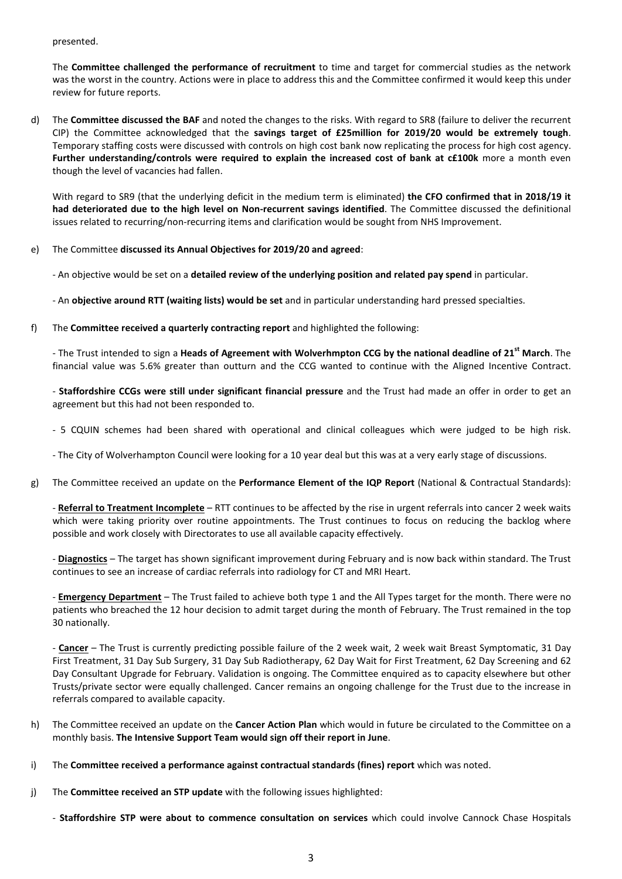presented.

The **Committee challenged the performance of recruitment** to time and target for commercial studies as the network was the worst in the country. Actions were in place to address this and the Committee confirmed it would keep this under review for future reports.

d) The **Committee discussed the BAF** and noted the changes to the risks. With regard to SR8 (failure to deliver the recurrent CIP) the Committee acknowledged that the **savings target of £25million for 2019/20 would be extremely tough**. Temporary staffing costs were discussed with controls on high cost bank now replicating the process for high cost agency. **Further understanding/controls were required to explain the increased cost of bank at c£100k** more a month even though the level of vacancies had fallen.

   With regard to SR9 (that the underlying deficit in the medium term is eliminated) **the CFO confirmed that in 2018/19 it had deteriorated due to the high level on Non-recurrent savings identified**. The Committee discussed the definitional issues related to recurring/non-recurring items and clarification would be sought from NHS Improvement.

e) The Committee **discussed its Annual Objectives for 2019/20 and agreed**:

   - An objective would be set on a **detailed review of the underlying position and related pay spend** in particular.

   - An **objective around RTT (waiting lists) would be set** and in particular understanding hard pressed specialties.

f) The **Committee received a quarterly contracting report** and highlighted the following:

   - The Trust intended to sign a **Heads of Agreement with Wolverhmpton CCG by the national deadline of 21st March**. The financial value was 5.6% greater than outturn and the CCG wanted to continue with the Aligned Incentive Contract.

   - **Staffordshire CCGs were still under significant financial pressure** and the Trust had made an offer in order to get an agreement but this had not been responded to.

   - 5 CQUIN schemes had been shared with operational and clinical colleagues which were judged to be high risk.

   - The City of Wolverhampton Council were looking for a 10 year deal but this was at a very early stage of discussions.

g) The Committee received an update on the **Performance Element of the IQP Report** (National & Contractual Standards):

   - **<u>Referral to Treatment Incomplete</u>** – RTT continues to be affected by the rise in urgent referrals into cancer 2 week waits which were taking priority over routine appointments. The Trust continues to focus on reducing the backlog where possible and work closely with Directorates to use all available capacity effectively.

   - **<u>Diagnostics</u>** – The target has shown significant improvement during February and is now back within standard. The Trust continues to see an increase of cardiac referrals into radiology for CT and MRI Heart.

   - **<u>Emergency Department</u>** – The Trust failed to achieve both type 1 and the All Types target for the month. There were no patients who breached the 12 hour decision to admit target during the month of February. The Trust remained in the top 30 nationally.

   - **<u>Cancer</u>** – The Trust is currently predicting possible failure of the 2 week wait, 2 week wait Breast Symptomatic, 31 Day First Treatment, 31 Day Sub Surgery, 31 Day Sub Radiotherapy, 62 Day Wait for First Treatment, 62 Day Screening and 62 Day Consultant Upgrade for February. Validation is ongoing. The Committee enquired as to capacity elsewhere but other Trusts/private sector were equally challenged. Cancer remains an ongoing challenge for the Trust due to the increase in referrals compared to available capacity.

h) The Committee received an update on the **Cancer Action Plan** which would in future be circulated to the Committee on a monthly basis. **The Intensive Support Team would sign off their report in June**.

i) The **Committee received a performance against contractual standards (fines) report** which was noted.

j) The **Committee received an STP update** with the following issues highlighted:

   - **Staffordshire STP were about to commence consultation on services** which could involve Cannock Chase Hospitals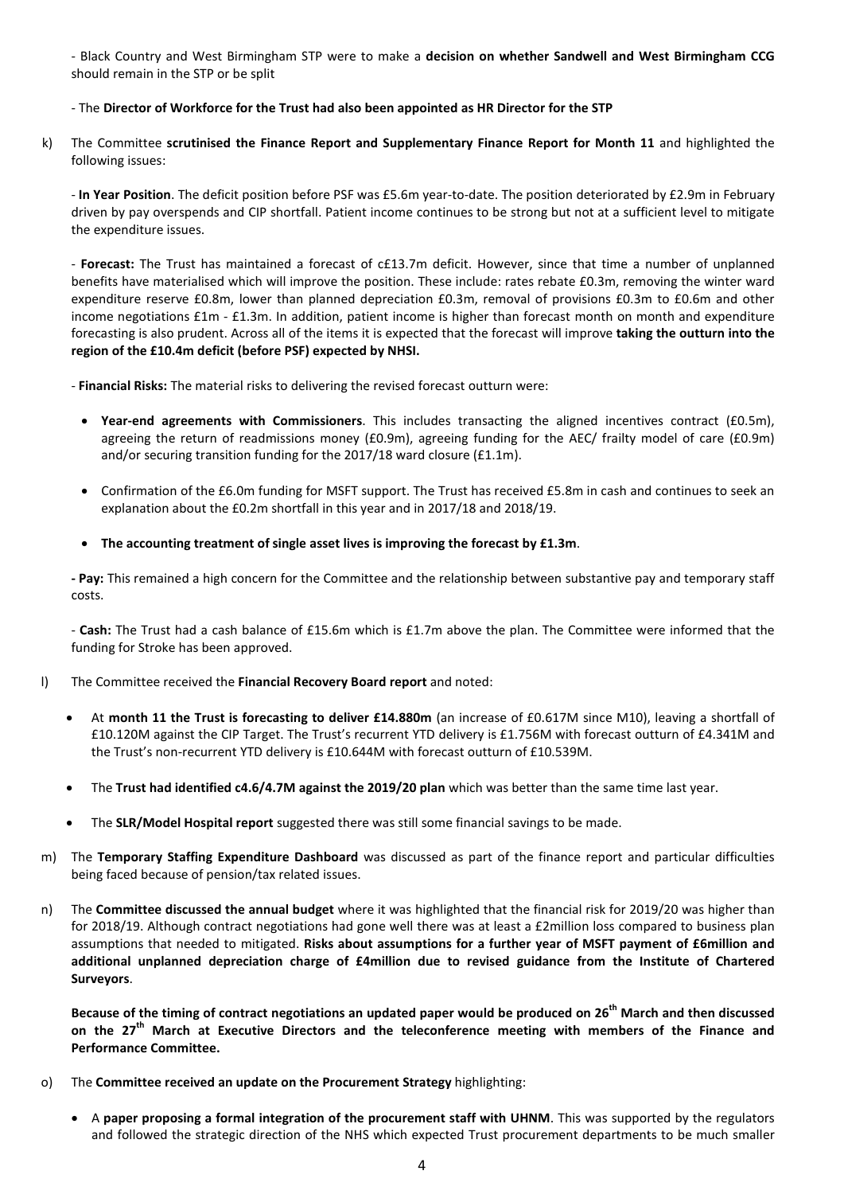- Black Country and West Birmingham STP were to make a **decision on whether Sandwell and West Birmingham CCG** should remain in the STP or be split

- The **Director of Workforce for the Trust had also been appointed as HR Director for the STP**

k) The Committee **scrutinised the Finance Report and Supplementary Finance Report for Month 11** and highlighted the following issues:

   - **In Year Position**. The deficit position before PSF was £5.6m year-to-date. The position deteriorated by £2.9m in February driven by pay overspends and CIP shortfall. Patient income continues to be strong but not at a sufficient level to mitigate the expenditure issues.

   - **Forecast:** The Trust has maintained a forecast of c£13.7m deficit. However, since that time a number of unplanned benefits have materialised which will improve the position. These include: rates rebate £0.3m, removing the winter ward expenditure reserve £0.8m, lower than planned depreciation £0.3m, removal of provisions £0.3m to £0.6m and other income negotiations £1m - £1.3m. In addition, patient income is higher than forecast month on month and expenditure forecasting is also prudent. Across all of the items it is expected that the forecast will improve **taking the outturn into the region of the £10.4m deficit (before PSF) expected by NHSI.**

   - **Financial Risks:** The material risks to delivering the revised forecast outturn were:

     - **Year-end agreements with Commissioners**. This includes transacting the aligned incentives contract (£0.5m), agreeing the return of readmissions money (£0.9m), agreeing funding for the AEC/ frailty model of care (£0.9m) and/or securing transition funding for the 2017/18 ward closure (£1.1m).

     - Confirmation of the £6.0m funding for MSFT support. The Trust has received £5.8m in cash and continues to seek an explanation about the £0.2m shortfall in this year and in 2017/18 and 2018/19.

     - **The accounting treatment of single asset lives is improving the forecast by £1.3m**.

   **- Pay:** This remained a high concern for the Committee and the relationship between substantive pay and temporary staff costs.

   - **Cash:** The Trust had a cash balance of £15.6m which is £1.7m above the plan. The Committee were informed that the funding for Stroke has been approved.

l) The Committee received the **Financial Recovery Board report** and noted:

   - At **month 11 the Trust is forecasting to deliver £14.880m** (an increase of £0.617M since M10), leaving a shortfall of £10.120M against the CIP Target. The Trust's recurrent YTD delivery is £1.756M with forecast outturn of £4.341M and the Trust's non-recurrent YTD delivery is £10.644M with forecast outturn of £10.539M.

   - The **Trust had identified c4.6/4.7M against the 2019/20 plan** which was better than the same time last year.

   - The **SLR/Model Hospital report** suggested there was still some financial savings to be made.

m) The **Temporary Staffing Expenditure Dashboard** was discussed as part of the finance report and particular difficulties being faced because of pension/tax related issues.

n) The **Committee discussed the annual budget** where it was highlighted that the financial risk for 2019/20 was higher than for 2018/19. Although contract negotiations had gone well there was at least a £2million loss compared to business plan assumptions that needed to mitigated. **Risks about assumptions for a further year of MSFT payment of £6million and additional unplanned depreciation charge of £4million due to revised guidance from the Institute of Chartered Surveyors**.

   **Because of the timing of contract negotiations an updated paper would be produced on 26th March and then discussed on the 27th March at Executive Directors and the teleconference meeting with members of the Finance and Performance Committee.**

o) The **Committee received an update on the Procurement Strategy** highlighting:

   - A **paper proposing a formal integration of the procurement staff with UHNM**. This was supported by the regulators and followed the strategic direction of the NHS which expected Trust procurement departments to be much smaller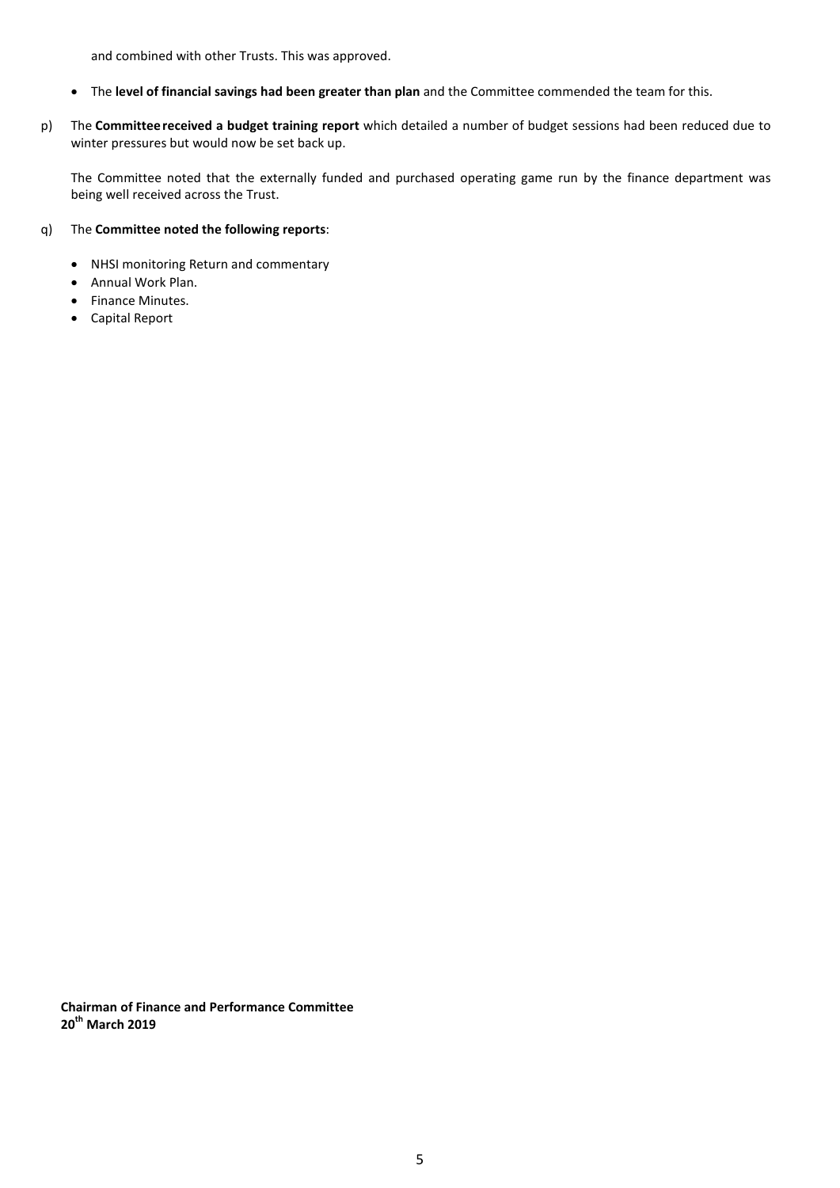and combined with other Trusts. This was approved.

- The **level of financial savings had been greater than plan** and the Committee commended the team for this.

p) The **Committee received a budget training report** which detailed a number of budget sessions had been reduced due to winter pressures but would now be set back up.

   The Committee noted that the externally funded and purchased operating game run by the finance department was being well received across the Trust.

q) The **Committee noted the following reports**:

   - NHSI monitoring Return and commentary
   - Annual Work Plan.
   - Finance Minutes.
   - Capital Report

**Chairman of Finance and Performance Committee**
**20th March 2019**